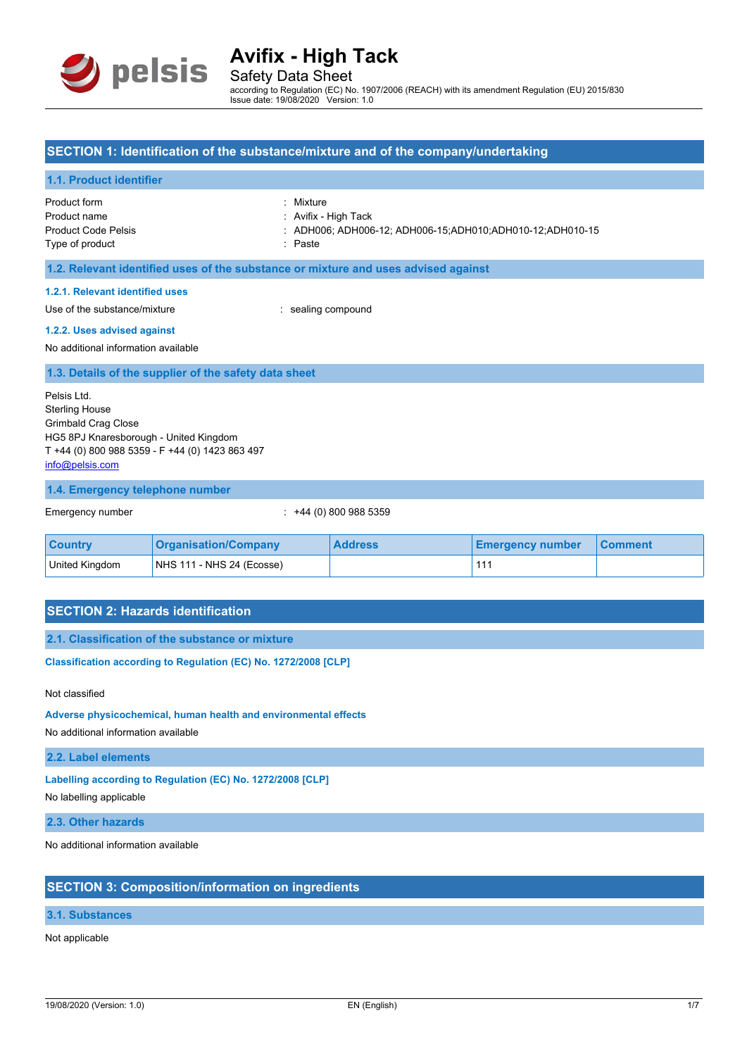# Avifix - High Tack

## Safety Data Sheet

according to Regulation (EC) No. 1907/2006 (REACH) with its amendment Regulation (EU) 2015/830
Issue date: 19/08/2020 Version: 1.0

## SECTION 1: Identification of the substance/mixture and of the company/undertaking

### 1.1. Product identifier

Product form : Mixture
Product name : Avifix - High Tack
Product Code Pelsis : ADH006; ADH006-12; ADH006-15;ADH010;ADH010-12;ADH010-15
Type of product : Paste

### 1.2. Relevant identified uses of the substance or mixture and uses advised against

#### 1.2.1. Relevant identified uses

Use of the substance/mixture : sealing compound

#### 1.2.2. Uses advised against

No additional information available

### 1.3. Details of the supplier of the safety data sheet

Pelsis Ltd.
Sterling House
Grimbald Crag Close
HG5 8PJ Knaresborough - United Kingdom
T +44 (0) 800 988 5359 - F +44 (0) 1423 863 497
info@pelsis.com

### 1.4. Emergency telephone number

Emergency number : +44 (0) 800 988 5359

| Country | Organisation/Company | Address | Emergency number | Comment |
|---|---|---|---|---|
| United Kingdom | NHS 111 - NHS 24 (Ecosse) | | 111 | |

## SECTION 2: Hazards identification

### 2.1. Classification of the substance or mixture

**Classification according to Regulation (EC) No. 1272/2008 [CLP]**

Not classified

**Adverse physicochemical, human health and environmental effects**

No additional information available

### 2.2. Label elements

**Labelling according to Regulation (EC) No. 1272/2008 [CLP]**

No labelling applicable

### 2.3. Other hazards

No additional information available

## SECTION 3: Composition/information on ingredients

### 3.1. Substances

Not applicable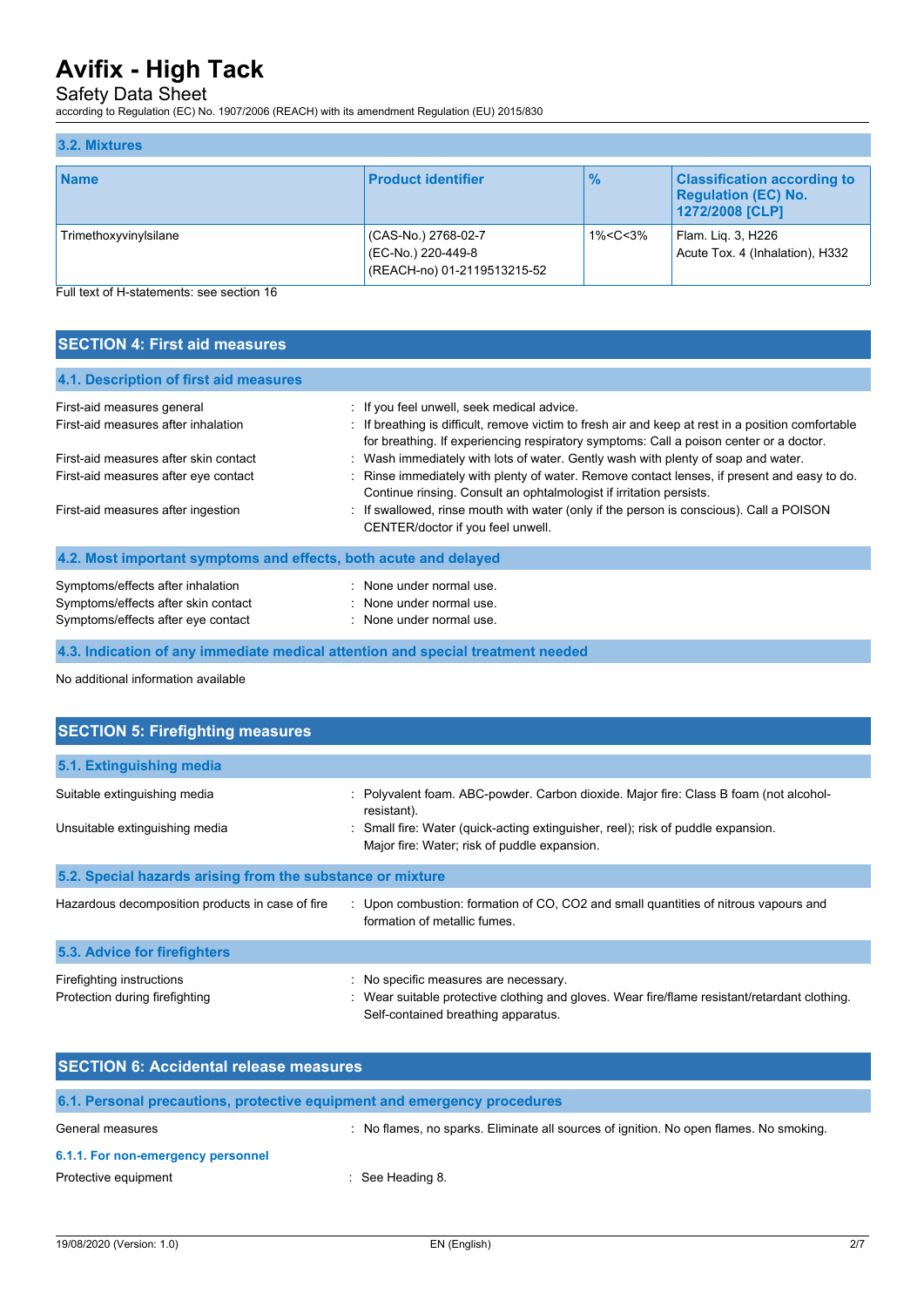### 3.2. Mixtures

| Name | Product identifier | % | Classification according to Regulation (EC) No. 1272/2008 [CLP] |
|---|---|---|---|
| Trimethoxyvinylsilane | (CAS-No.) 2768-02-7<br>(EC-No.) 220-449-8<br>(REACH-no) 01-2119513215-52 | 1%<C<3% | Flam. Liq. 3, H226<br>Acute Tox. 4 (Inhalation), H332 |

Full text of H-statements: see section 16

## SECTION 4: First aid measures

### 4.1. Description of first aid measures

First-aid measures general : If you feel unwell, seek medical advice.

First-aid measures after inhalation : If breathing is difficult, remove victim to fresh air and keep at rest in a position comfortable for breathing. If experiencing respiratory symptoms: Call a poison center or a doctor.

First-aid measures after skin contact : Wash immediately with lots of water. Gently wash with plenty of soap and water.

First-aid measures after eye contact : Rinse immediately with plenty of water. Remove contact lenses, if present and easy to do. Continue rinsing. Consult an ophtalmologist if irritation persists.

First-aid measures after ingestion : If swallowed, rinse mouth with water (only if the person is conscious). Call a POISON CENTER/doctor if you feel unwell.

### 4.2. Most important symptoms and effects, both acute and delayed

Symptoms/effects after inhalation : None under normal use.

Symptoms/effects after skin contact : None under normal use.

Symptoms/effects after eye contact : None under normal use.

### 4.3. Indication of any immediate medical attention and special treatment needed

No additional information available

## SECTION 5: Firefighting measures

### 5.1. Extinguishing media

Suitable extinguishing media : Polyvalent foam. ABC-powder. Carbon dioxide. Major fire: Class B foam (not alcohol-resistant).

Unsuitable extinguishing media : Small fire: Water (quick-acting extinguisher, reel); risk of puddle expansion. Major fire: Water; risk of puddle expansion.

### 5.2. Special hazards arising from the substance or mixture

Hazardous decomposition products in case of fire : Upon combustion: formation of CO, $CO_2$ and small quantities of nitrous vapours and formation of metallic fumes.

### 5.3. Advice for firefighters

Firefighting instructions : No specific measures are necessary.

Protection during firefighting : Wear suitable protective clothing and gloves. Wear fire/flame resistant/retardant clothing. Self-contained breathing apparatus.

## SECTION 6: Accidental release measures

### 6.1. Personal precautions, protective equipment and emergency procedures

General measures : No flames, no sparks. Eliminate all sources of ignition. No open flames. No smoking.

#### 6.1.1. For non-emergency personnel

Protective equipment : See Heading 8.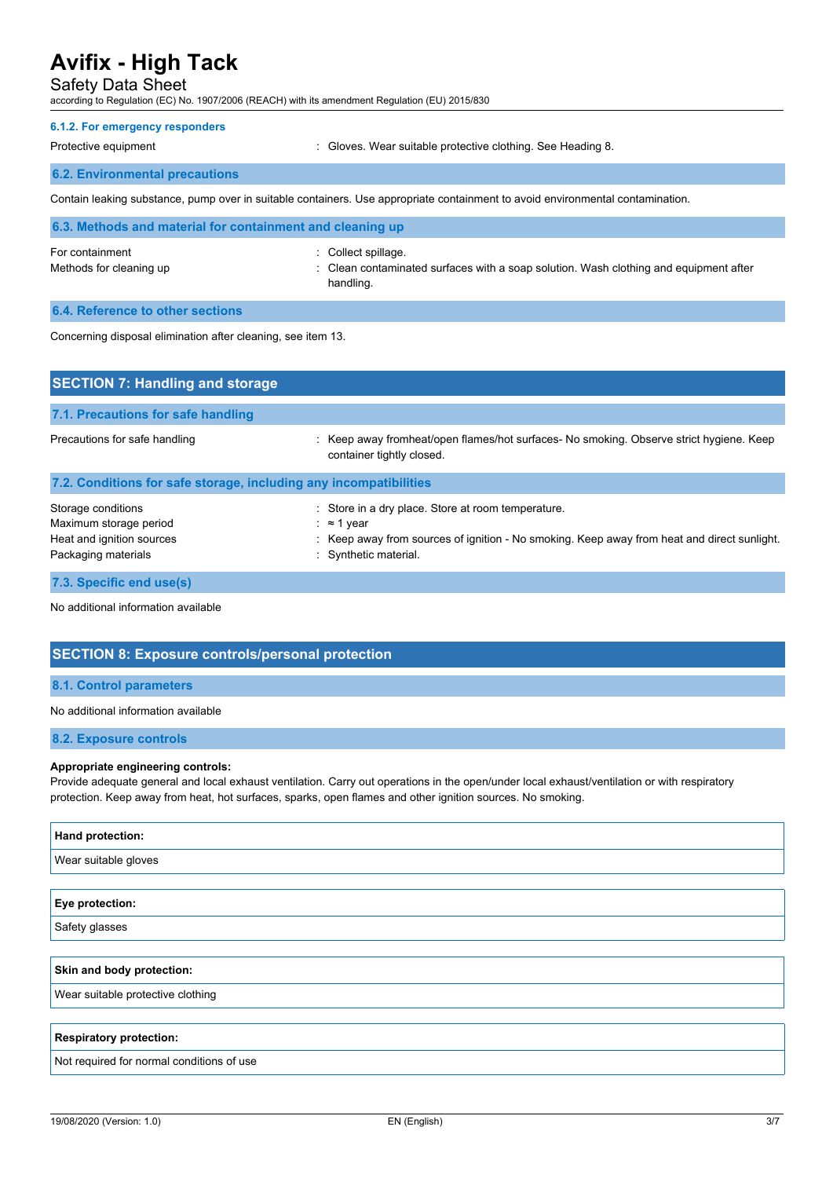#### 6.1.2. For emergency responders

Protective equipment : Gloves. Wear suitable protective clothing. See Heading 8.

### 6.2. Environmental precautions

Contain leaking substance, pump over in suitable containers. Use appropriate containment to avoid environmental contamination.

### 6.3. Methods and material for containment and cleaning up

For containment : Collect spillage.

Methods for cleaning up : Clean contaminated surfaces with a soap solution. Wash clothing and equipment after handling.

### 6.4. Reference to other sections

Concerning disposal elimination after cleaning, see item 13.

## SECTION 7: Handling and storage

### 7.1. Precautions for safe handling

Precautions for safe handling : Keep away fromheat/open flames/hot surfaces- No smoking. Observe strict hygiene. Keep container tightly closed.

### 7.2. Conditions for safe storage, including any incompatibilities

Storage conditions : Store in a dry place. Store at room temperature.

Maximum storage period : ≈ 1 year

Heat and ignition sources : Keep away from sources of ignition - No smoking. Keep away from heat and direct sunlight.

Packaging materials : Synthetic material.

### 7.3. Specific end use(s)

No additional information available

## SECTION 8: Exposure controls/personal protection

### 8.1. Control parameters

No additional information available

### 8.2. Exposure controls

**Appropriate engineering controls:**

Provide adequate general and local exhaust ventilation. Carry out operations in the open/under local exhaust/ventilation or with respiratory protection. Keep away from heat, hot surfaces, sparks, open flames and other ignition sources. No smoking.

| Hand protection: |
|---|
| Wear suitable gloves |

| Eye protection: |
|---|
| Safety glasses |

| Skin and body protection: |
|---|
| Wear suitable protective clothing |

| Respiratory protection: |
|---|
| Not required for normal conditions of use |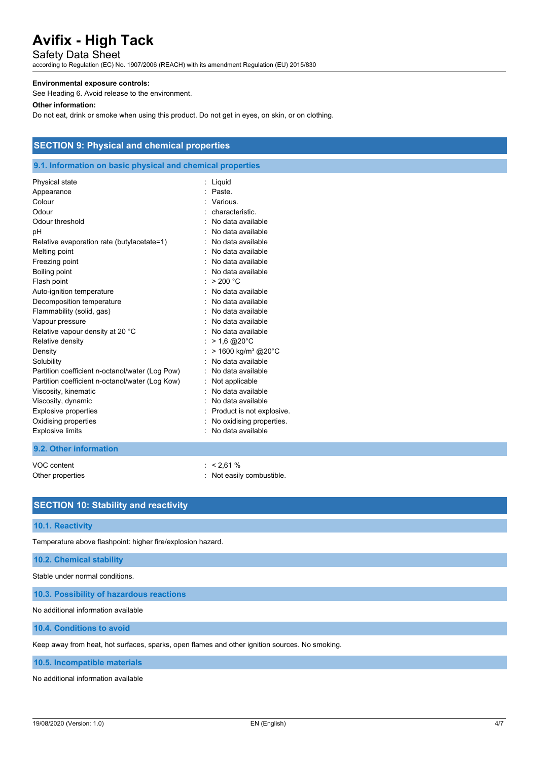**Environmental exposure controls:**

See Heading 6. Avoid release to the environment.

**Other information:**

Do not eat, drink or smoke when using this product. Do not get in eyes, on skin, or on clothing.

## SECTION 9: Physical and chemical properties

### 9.1. Information on basic physical and chemical properties

| | |
|---|---|
| Physical state | : Liquid |
| Appearance | : Paste. |
| Colour | : Various. |
| Odour | : characteristic. |
| Odour threshold | : No data available |
| pH | : No data available |
| Relative evaporation rate (butylacetate=1) | : No data available |
| Melting point | : No data available |
| Freezing point | : No data available |
| Boiling point | : No data available |
| Flash point | : > 200 °C |
| Auto-ignition temperature | : No data available |
| Decomposition temperature | : No data available |
| Flammability (solid, gas) | : No data available |
| Vapour pressure | : No data available |
| Relative vapour density at 20 °C | : No data available |
| Relative density | : > 1,6 @20°C |
| Density | : > 1600 kg/m³ @20°C |
| Solubility | : No data available |
| Partition coefficient n-octanol/water (Log Pow) | : No data available |
| Partition coefficient n-octanol/water (Log Kow) | : Not applicable |
| Viscosity, kinematic | : No data available |
| Viscosity, dynamic | : No data available |
| Explosive properties | : Product is not explosive. |
| Oxidising properties | : No oxidising properties. |
| Explosive limits | : No data available |

### 9.2. Other information

| | |
|---|---|
| VOC content | : < 2,61 % |
| Other properties | : Not easily combustible. |

## SECTION 10: Stability and reactivity

### 10.1. Reactivity

Temperature above flashpoint: higher fire/explosion hazard.

### 10.2. Chemical stability

Stable under normal conditions.

### 10.3. Possibility of hazardous reactions

No additional information available

### 10.4. Conditions to avoid

Keep away from heat, hot surfaces, sparks, open flames and other ignition sources. No smoking.

### 10.5. Incompatible materials

No additional information available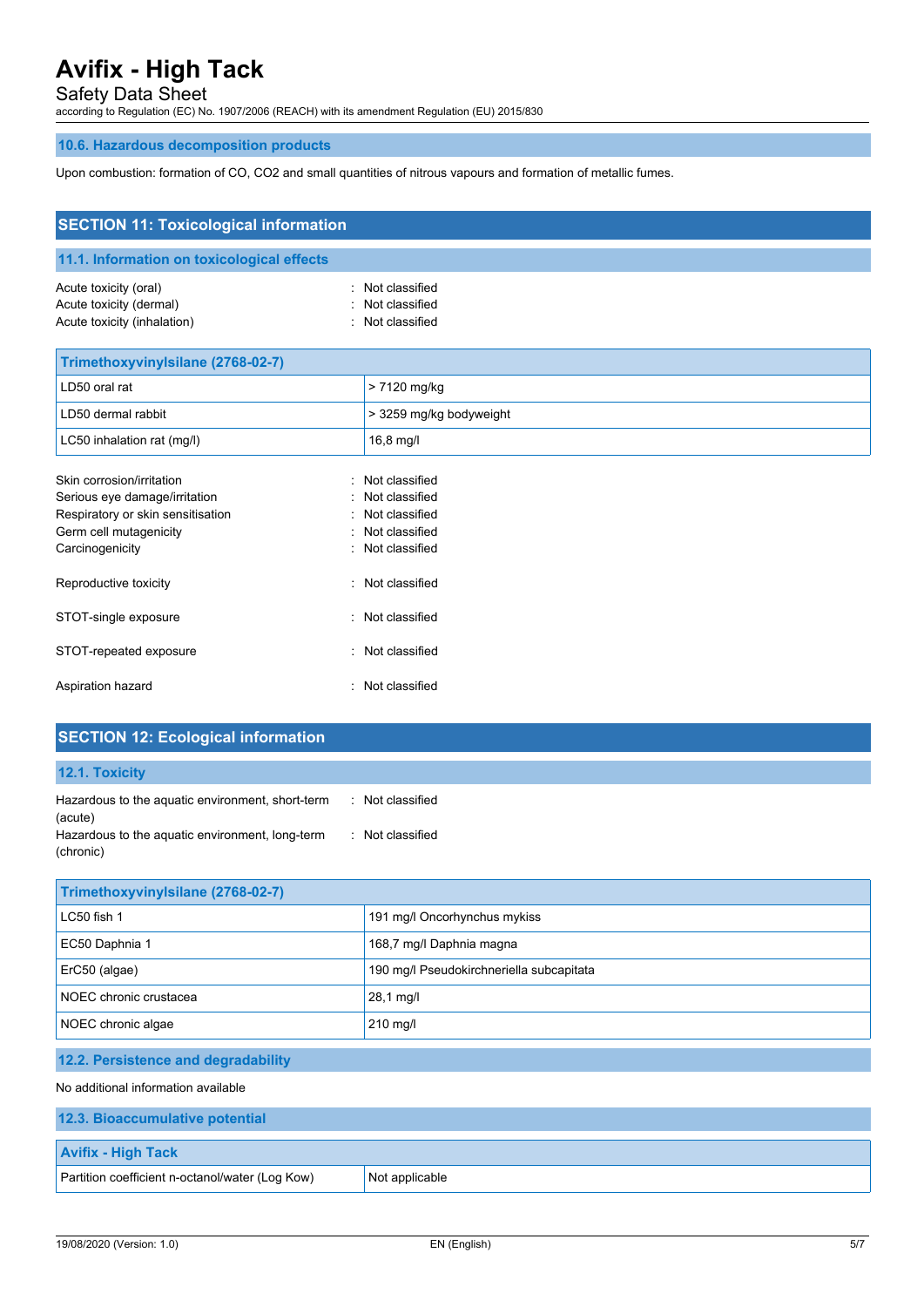### 10.6. Hazardous decomposition products

Upon combustion: formation of CO, $CO_2$ and small quantities of nitrous vapours and formation of metallic fumes.

## SECTION 11: Toxicological information

### 11.1. Information on toxicological effects

Acute toxicity (oral) : Not classified
Acute toxicity (dermal) : Not classified
Acute toxicity (inhalation) : Not classified

| Trimethoxyvinylsilane (2768-02-7) | |
|---|---|
| LD50 oral rat | > 7120 mg/kg |
| LD50 dermal rabbit | > 3259 mg/kg bodyweight |
| LC50 inhalation rat (mg/l) | 16,8 mg/l |

Skin corrosion/irritation : Not classified
Serious eye damage/irritation : Not classified
Respiratory or skin sensitisation : Not classified
Germ cell mutagenicity : Not classified
Carcinogenicity : Not classified

Reproductive toxicity : Not classified

STOT-single exposure : Not classified

STOT-repeated exposure : Not classified

Aspiration hazard : Not classified

## SECTION 12: Ecological information

### 12.1. Toxicity

Hazardous to the aquatic environment, short-term (acute) : Not classified
Hazardous to the aquatic environment, long-term (chronic) : Not classified

| Trimethoxyvinylsilane (2768-02-7) | |
|---|---|
| LC50 fish 1 | 191 mg/l Oncorhynchus mykiss |
| EC50 Daphnia 1 | 168,7 mg/l Daphnia magna |
| ErC50 (algae) | 190 mg/l Pseudokirchneriella subcapitata |
| NOEC chronic crustacea | 28,1 mg/l |
| NOEC chronic algae | 210 mg/l |

### 12.2. Persistence and degradability

No additional information available

### 12.3. Bioaccumulative potential

| Avifix - High Tack | |
|---|---|
| Partition coefficient n-octanol/water (Log Kow) | Not applicable |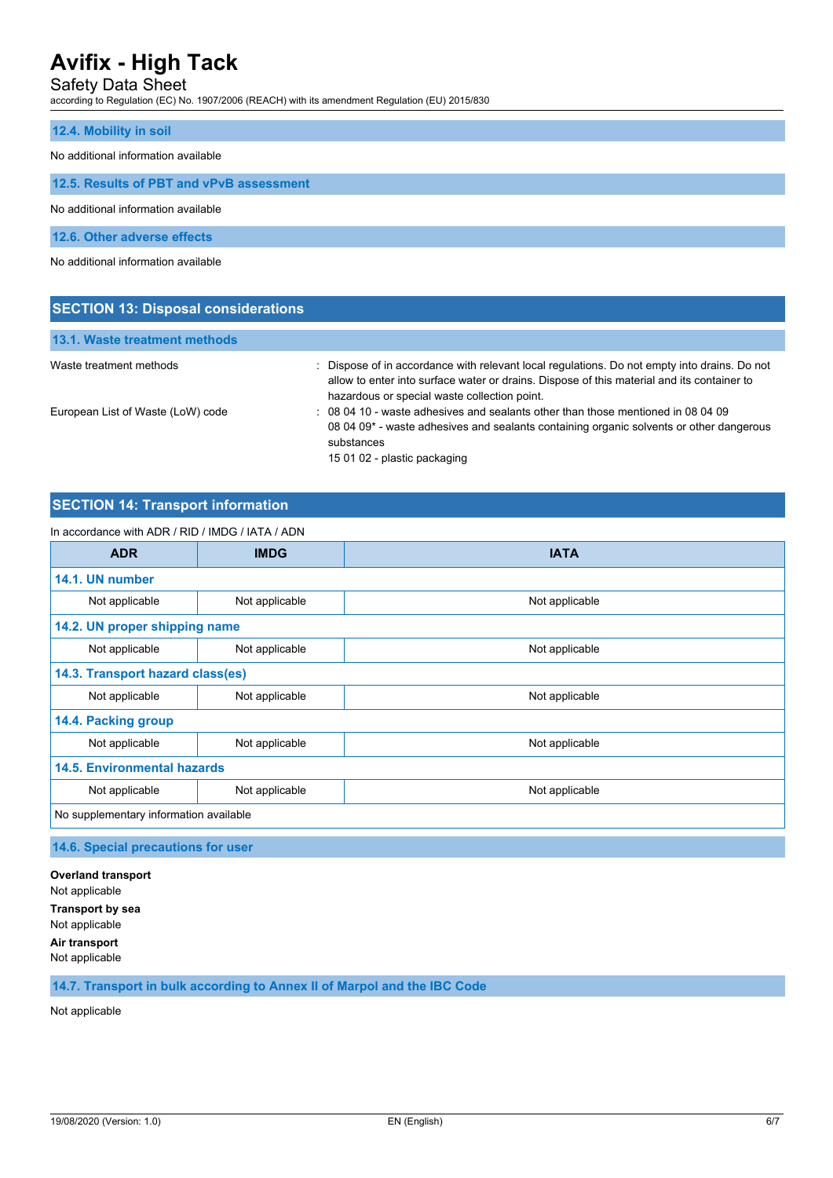### 12.4. Mobility in soil

No additional information available

### 12.5. Results of PBT and vPvB assessment

No additional information available

### 12.6. Other adverse effects

No additional information available

## SECTION 13: Disposal considerations

### 13.1. Waste treatment methods

| | |
|---|---|
| Waste treatment methods | : Dispose of in accordance with relevant local regulations. Do not empty into drains. Do not allow to enter into surface water or drains. Dispose of this material and its container to hazardous or special waste collection point. |
| European List of Waste (LoW) code | : 08 04 10 - waste adhesives and sealants other than those mentioned in 08 04 09<br>08 04 09* - waste adhesives and sealants containing organic solvents or other dangerous substances<br>15 01 02 - plastic packaging |

## SECTION 14: Transport information

In accordance with ADR / RID / IMDG / IATA / ADN

| ADR | IMDG | IATA |
|---|---|---|
| **14.1. UN number** | | |
| Not applicable | Not applicable | Not applicable |
| **14.2. UN proper shipping name** | | |
| Not applicable | Not applicable | Not applicable |
| **14.3. Transport hazard class(es)** | | |
| Not applicable | Not applicable | Not applicable |
| **14.4. Packing group** | | |
| Not applicable | Not applicable | Not applicable |
| **14.5. Environmental hazards** | | |
| Not applicable | Not applicable | Not applicable |
| No supplementary information available | | |

### 14.6. Special precautions for user

**Overland transport**
Not applicable

**Transport by sea**
Not applicable

**Air transport**
Not applicable

### 14.7. Transport in bulk according to Annex II of Marpol and the IBC Code

Not applicable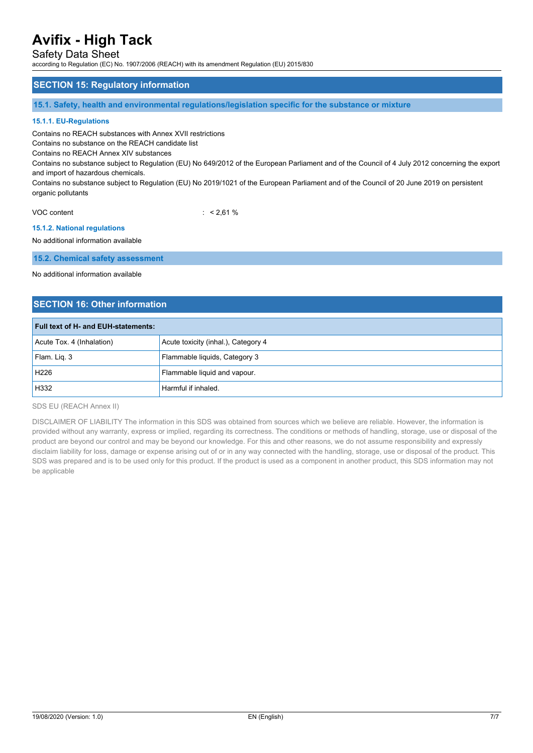## SECTION 15: Regulatory information

### 15.1. Safety, health and environmental regulations/legislation specific for the substance or mixture

#### 15.1.1. EU-Regulations

Contains no REACH substances with Annex XVII restrictions
Contains no substance on the REACH candidate list
Contains no REACH Annex XIV substances
Contains no substance subject to Regulation (EU) No 649/2012 of the European Parliament and of the Council of 4 July 2012 concerning the export and import of hazardous chemicals.
Contains no substance subject to Regulation (EU) No 2019/1021 of the European Parliament and of the Council of 20 June 2019 on persistent organic pollutants

VOC content : < 2,61 %

#### 15.1.2. National regulations

No additional information available

### 15.2. Chemical safety assessment

No additional information available

## SECTION 16: Other information

| Full text of H- and EUH-statements: | |
|---|---|
| Acute Tox. 4 (Inhalation) | Acute toxicity (inhal.), Category 4 |
| Flam. Liq. 3 | Flammable liquids, Category 3 |
| H226 | Flammable liquid and vapour. |
| H332 | Harmful if inhaled. |

SDS EU (REACH Annex II)

DISCLAIMER OF LIABILITY The information in this SDS was obtained from sources which we believe are reliable. However, the information is provided without any warranty, express or implied, regarding its correctness. The conditions or methods of handling, storage, use or disposal of the product are beyond our control and may be beyond our knowledge. For this and other reasons, we do not assume responsibility and expressly disclaim liability for loss, damage or expense arising out of or in any way connected with the handling, storage, use or disposal of the product. This SDS was prepared and is to be used only for this product. If the product is used as a component in another product, this SDS information may not be applicable